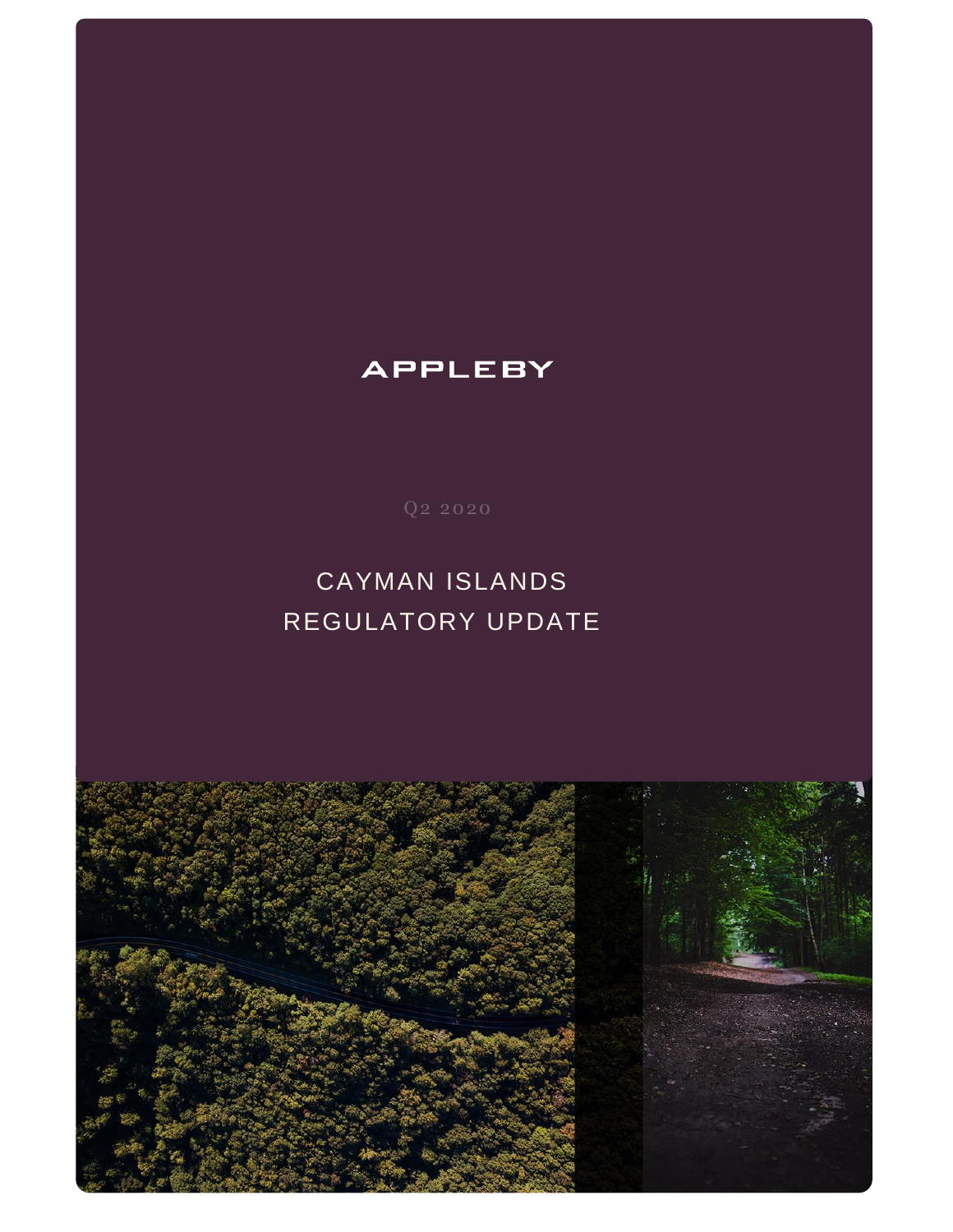APPLEBY

Q2 2020

# CAYMAN ISLANDS REGULATORY UPDATE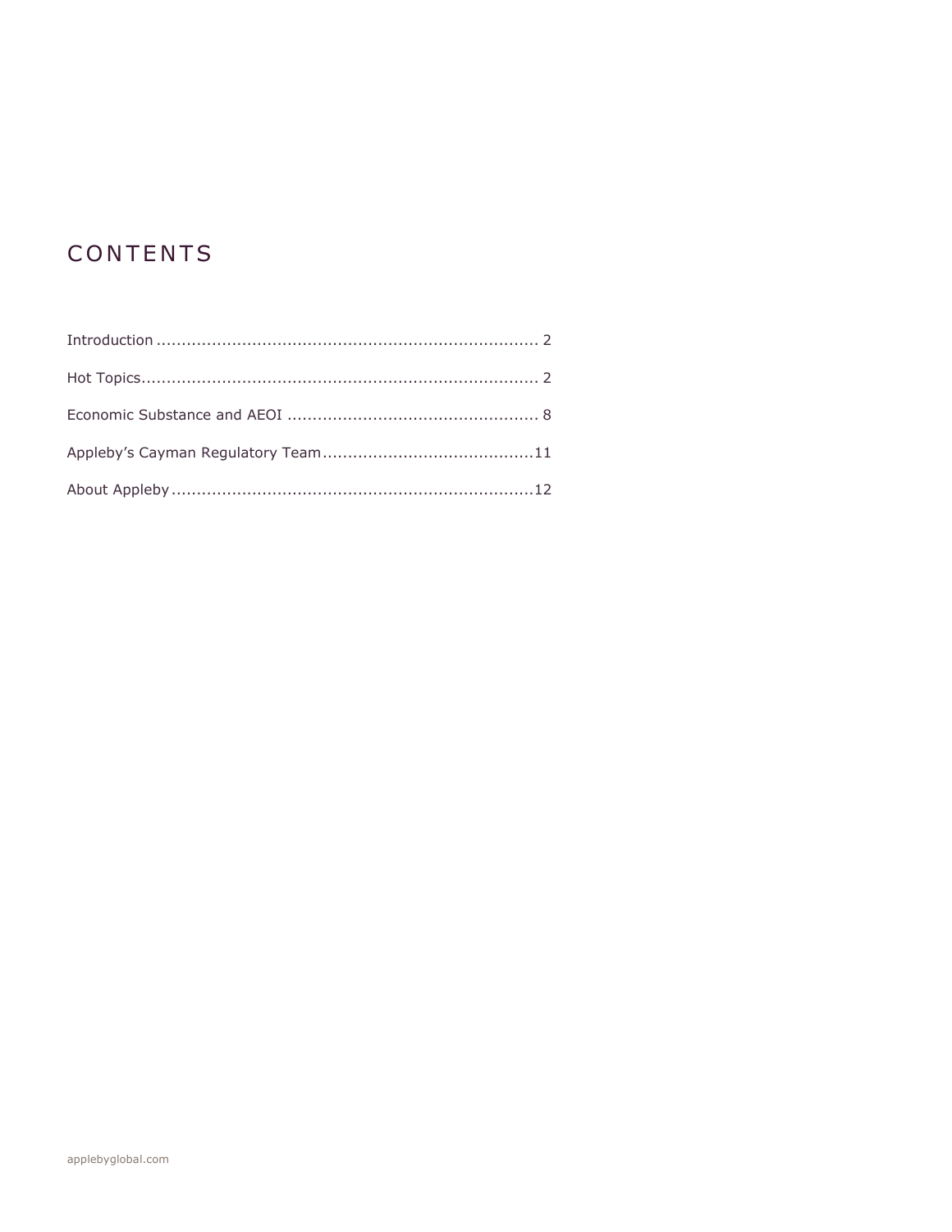# CONTENTS

Introduction ........................................................................... 2

Hot Topics.............................................................................. 2

Economic Substance and AEOI ................................................. 8

Appleby's Cayman Regulatory Team..........................................11

About Appleby .......................................................................12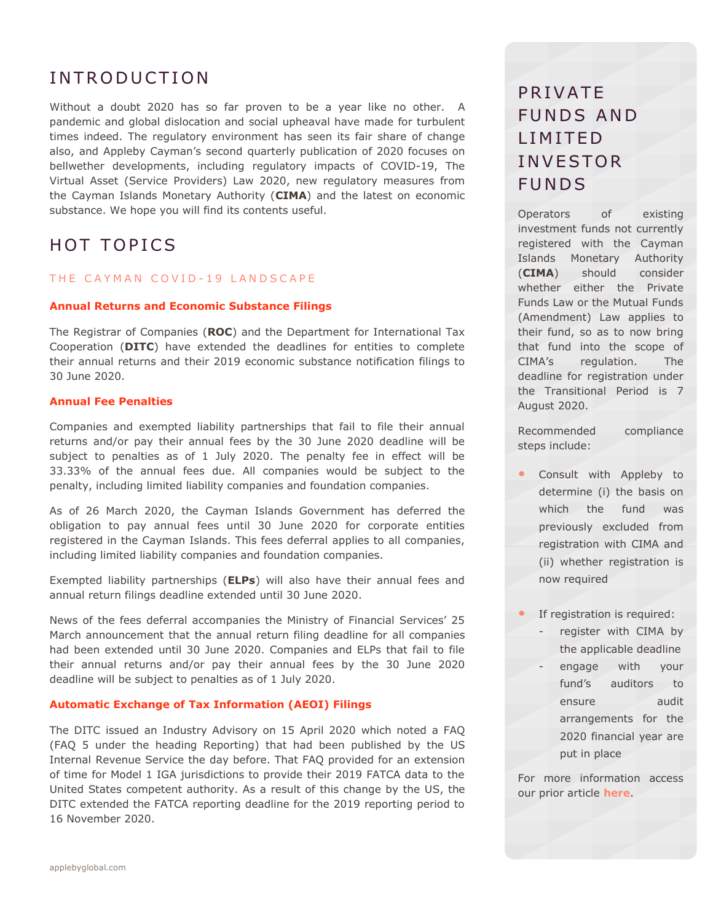# INTRODUCTION

Without a doubt 2020 has so far proven to be a year like no other. A pandemic and global dislocation and social upheaval have made for turbulent times indeed. The regulatory environment has seen its fair share of change also, and Appleby Cayman's second quarterly publication of 2020 focuses on bellwether developments, including regulatory impacts of COVID-19, The Virtual Asset (Service Providers) Law 2020, new regulatory measures from the Cayman Islands Monetary Authority (**CIMA**) and the latest on economic substance. We hope you will find its contents useful.

# HOT TOPICS

## THE CAYMAN COVID-19 LANDSCAPE

### Annual Returns and Economic Substance Filings

The Registrar of Companies (**ROC**) and the Department for International Tax Cooperation (**DITC**) have extended the deadlines for entities to complete their annual returns and their 2019 economic substance notification filings to 30 June 2020.

### Annual Fee Penalties

Companies and exempted liability partnerships that fail to file their annual returns and/or pay their annual fees by the 30 June 2020 deadline will be subject to penalties as of 1 July 2020. The penalty fee in effect will be 33.33% of the annual fees due. All companies would be subject to the penalty, including limited liability companies and foundation companies.

As of 26 March 2020, the Cayman Islands Government has deferred the obligation to pay annual fees until 30 June 2020 for corporate entities registered in the Cayman Islands. This fees deferral applies to all companies, including limited liability companies and foundation companies.

Exempted liability partnerships (**ELPs**) will also have their annual fees and annual return filings deadline extended until 30 June 2020.

News of the fees deferral accompanies the Ministry of Financial Services' 25 March announcement that the annual return filing deadline for all companies had been extended until 30 June 2020. Companies and ELPs that fail to file their annual returns and/or pay their annual fees by the 30 June 2020 deadline will be subject to penalties as of 1 July 2020.

### Automatic Exchange of Tax Information (AEOI) Filings

The DITC issued an Industry Advisory on 15 April 2020 which noted a FAQ (FAQ 5 under the heading Reporting) that had been published by the US Internal Revenue Service the day before. That FAQ provided for an extension of time for Model 1 IGA jurisdictions to provide their 2019 FATCA data to the United States competent authority. As a result of this change by the US, the DITC extended the FATCA reporting deadline for the 2019 reporting period to 16 November 2020.

# PRIVATE FUNDS AND LIMITED INVESTOR FUNDS

Operators of existing investment funds not currently registered with the Cayman Islands Monetary Authority (**CIMA**) should consider whether either the Private Funds Law or the Mutual Funds (Amendment) Law applies to their fund, so as to now bring that fund into the scope of CIMA's regulation. The deadline for registration under the Transitional Period is 7 August 2020.

Recommended compliance steps include:

- Consult with Appleby to determine (i) the basis on which the fund was previously excluded from registration with CIMA and (ii) whether registration is now required
- If registration is required:
  - register with CIMA by the applicable deadline
  - engage with your fund's auditors to ensure audit arrangements for the 2020 financial year are put in place

For more information access our prior article **here**.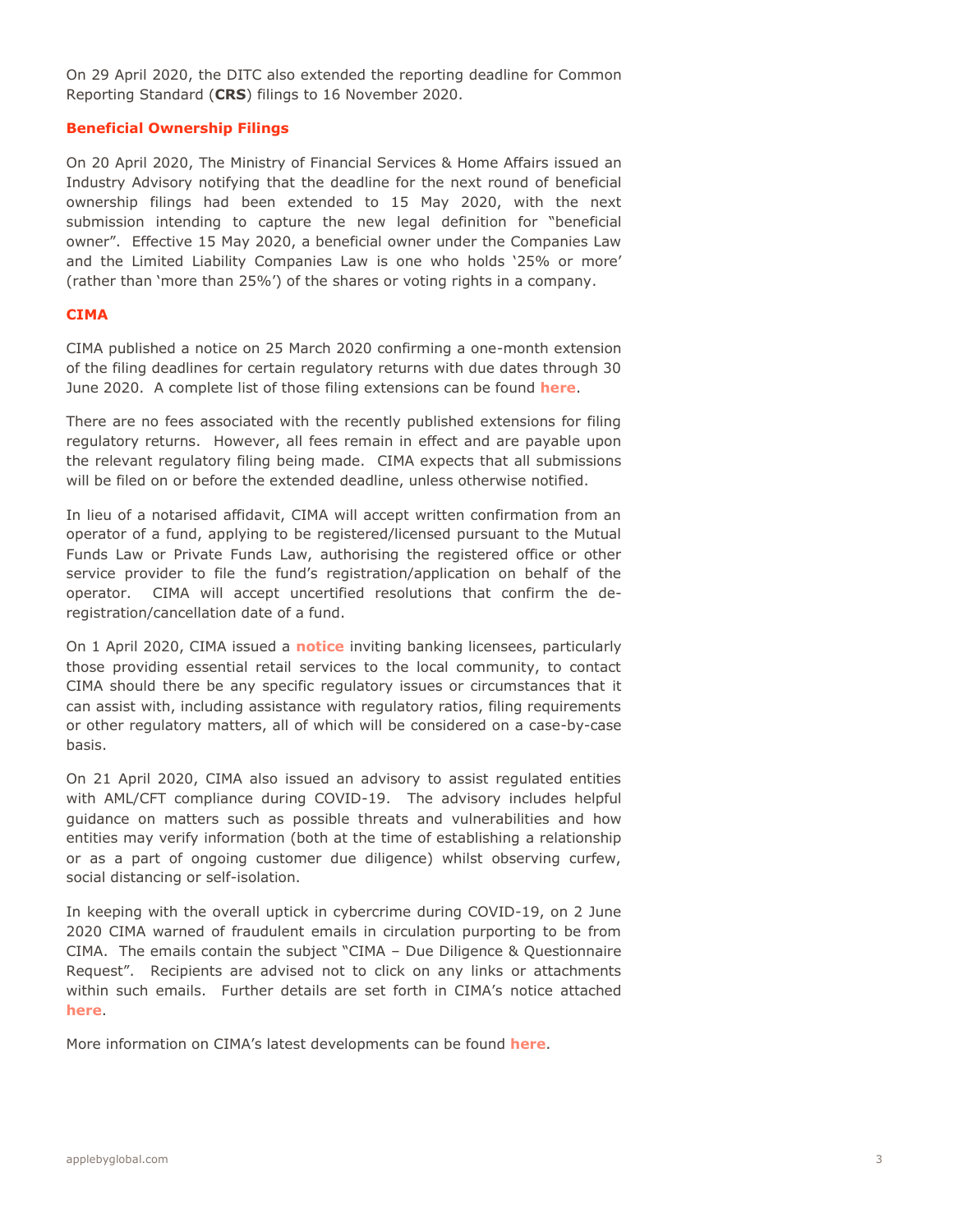On 29 April 2020, the DITC also extended the reporting deadline for Common Reporting Standard (**CRS**) filings to 16 November 2020.

## Beneficial Ownership Filings

On 20 April 2020, The Ministry of Financial Services & Home Affairs issued an Industry Advisory notifying that the deadline for the next round of beneficial ownership filings had been extended to 15 May 2020, with the next submission intending to capture the new legal definition for "beneficial owner". Effective 15 May 2020, a beneficial owner under the Companies Law and the Limited Liability Companies Law is one who holds '25% or more' (rather than 'more than 25%') of the shares or voting rights in a company.

## CIMA

CIMA published a notice on 25 March 2020 confirming a one-month extension of the filing deadlines for certain regulatory returns with due dates through 30 June 2020. A complete list of those filing extensions can be found **here**.

There are no fees associated with the recently published extensions for filing regulatory returns. However, all fees remain in effect and are payable upon the relevant regulatory filing being made. CIMA expects that all submissions will be filed on or before the extended deadline, unless otherwise notified.

In lieu of a notarised affidavit, CIMA will accept written confirmation from an operator of a fund, applying to be registered/licensed pursuant to the Mutual Funds Law or Private Funds Law, authorising the registered office or other service provider to file the fund's registration/application on behalf of the operator. CIMA will accept uncertified resolutions that confirm the de-registration/cancellation date of a fund.

On 1 April 2020, CIMA issued a **notice** inviting banking licensees, particularly those providing essential retail services to the local community, to contact CIMA should there be any specific regulatory issues or circumstances that it can assist with, including assistance with regulatory ratios, filing requirements or other regulatory matters, all of which will be considered on a case-by-case basis.

On 21 April 2020, CIMA also issued an advisory to assist regulated entities with AML/CFT compliance during COVID-19. The advisory includes helpful guidance on matters such as possible threats and vulnerabilities and how entities may verify information (both at the time of establishing a relationship or as a part of ongoing customer due diligence) whilst observing curfew, social distancing or self-isolation.

In keeping with the overall uptick in cybercrime during COVID-19, on 2 June 2020 CIMA warned of fraudulent emails in circulation purporting to be from CIMA. The emails contain the subject "CIMA – Due Diligence & Questionnaire Request". Recipients are advised not to click on any links or attachments within such emails. Further details are set forth in CIMA's notice attached **here**.

More information on CIMA's latest developments can be found **here**.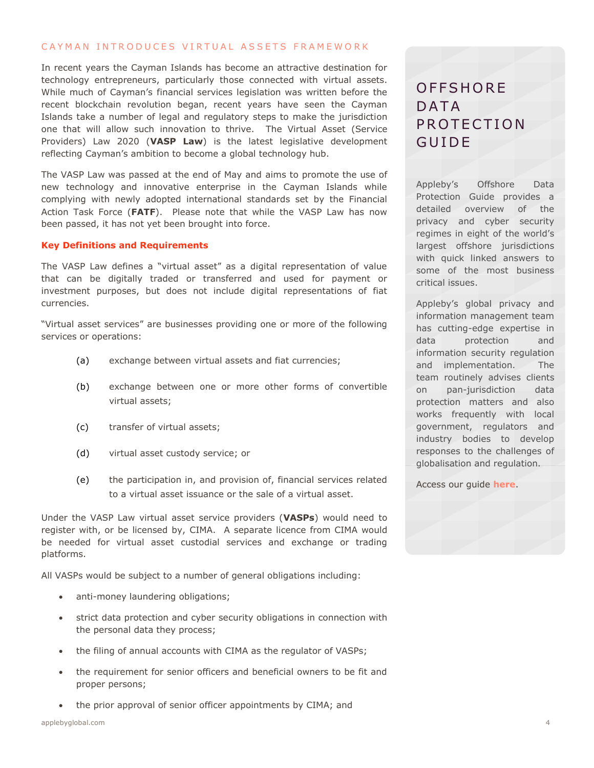## CAYMAN INTRODUCES VIRTUAL ASSETS FRAMEWORK

In recent years the Cayman Islands has become an attractive destination for technology entrepreneurs, particularly those connected with virtual assets. While much of Cayman's financial services legislation was written before the recent blockchain revolution began, recent years have seen the Cayman Islands take a number of legal and regulatory steps to make the jurisdiction one that will allow such innovation to thrive. The Virtual Asset (Service Providers) Law 2020 (**VASP Law**) is the latest legislative development reflecting Cayman's ambition to become a global technology hub.

The VASP Law was passed at the end of May and aims to promote the use of new technology and innovative enterprise in the Cayman Islands while complying with newly adopted international standards set by the Financial Action Task Force (**FATF**). Please note that while the VASP Law has now been passed, it has not yet been brought into force.

### Key Definitions and Requirements

The VASP Law defines a "virtual asset" as a digital representation of value that can be digitally traded or transferred and used for payment or investment purposes, but does not include digital representations of fiat currencies.

"Virtual asset services" are businesses providing one or more of the following services or operations:

(a) exchange between virtual assets and fiat currencies;

(b) exchange between one or more other forms of convertible virtual assets;

(c) transfer of virtual assets;

(d) virtual asset custody service; or

(e) the participation in, and provision of, financial services related to a virtual asset issuance or the sale of a virtual asset.

Under the VASP Law virtual asset service providers (**VASPs**) would need to register with, or be licensed by, CIMA. A separate licence from CIMA would be needed for virtual asset custodial services and exchange or trading platforms.

All VASPs would be subject to a number of general obligations including:

- anti-money laundering obligations;
- strict data protection and cyber security obligations in connection with the personal data they process;
- the filing of annual accounts with CIMA as the regulator of VASPs;
- the requirement for senior officers and beneficial owners to be fit and proper persons;
- the prior approval of senior officer appointments by CIMA; and

## OFFSHORE DATA PROTECTION GUIDE

Appleby's Offshore Data Protection Guide provides a detailed overview of the privacy and cyber security regimes in eight of the world's largest offshore jurisdictions with quick linked answers to some of the most business critical issues.

Appleby's global privacy and information management team has cutting-edge expertise in data protection and information security regulation and implementation. The team routinely advises clients on pan-jurisdiction data protection matters and also works frequently with local government, regulators and industry bodies to develop responses to the challenges of globalisation and regulation.

Access our guide **here**.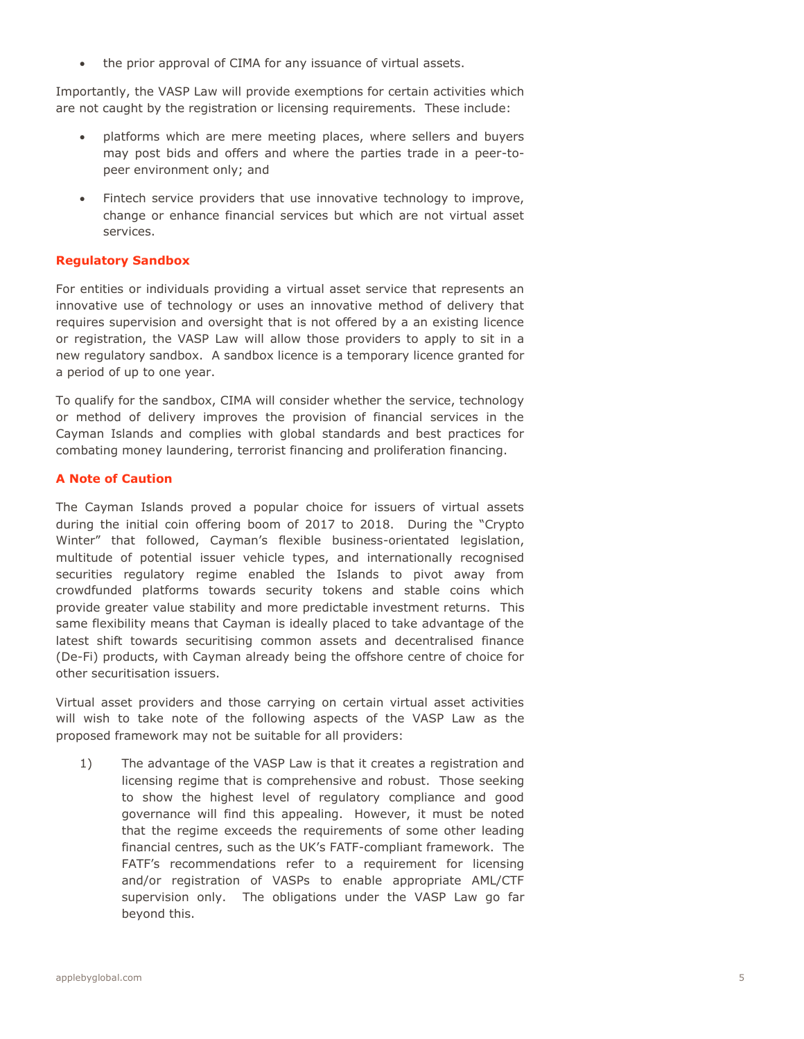- the prior approval of CIMA for any issuance of virtual assets.

Importantly, the VASP Law will provide exemptions for certain activities which are not caught by the registration or licensing requirements. These include:

- platforms which are mere meeting places, where sellers and buyers may post bids and offers and where the parties trade in a peer-to-peer environment only; and
- Fintech service providers that use innovative technology to improve, change or enhance financial services but which are not virtual asset services.

## Regulatory Sandbox

For entities or individuals providing a virtual asset service that represents an innovative use of technology or uses an innovative method of delivery that requires supervision and oversight that is not offered by a an existing licence or registration, the VASP Law will allow those providers to apply to sit in a new regulatory sandbox. A sandbox licence is a temporary licence granted for a period of up to one year.

To qualify for the sandbox, CIMA will consider whether the service, technology or method of delivery improves the provision of financial services in the Cayman Islands and complies with global standards and best practices for combating money laundering, terrorist financing and proliferation financing.

## A Note of Caution

The Cayman Islands proved a popular choice for issuers of virtual assets during the initial coin offering boom of 2017 to 2018. During the "Crypto Winter" that followed, Cayman's flexible business-orientated legislation, multitude of potential issuer vehicle types, and internationally recognised securities regulatory regime enabled the Islands to pivot away from crowdfunded platforms towards security tokens and stable coins which provide greater value stability and more predictable investment returns. This same flexibility means that Cayman is ideally placed to take advantage of the latest shift towards securitising common assets and decentralised finance (De-Fi) products, with Cayman already being the offshore centre of choice for other securitisation issuers.

Virtual asset providers and those carrying on certain virtual asset activities will wish to take note of the following aspects of the VASP Law as the proposed framework may not be suitable for all providers:

1) The advantage of the VASP Law is that it creates a registration and licensing regime that is comprehensive and robust. Those seeking to show the highest level of regulatory compliance and good governance will find this appealing. However, it must be noted that the regime exceeds the requirements of some other leading financial centres, such as the UK's FATF-compliant framework. The FATF's recommendations refer to a requirement for licensing and/or registration of VASPs to enable appropriate AML/CTF supervision only. The obligations under the VASP Law go far beyond this.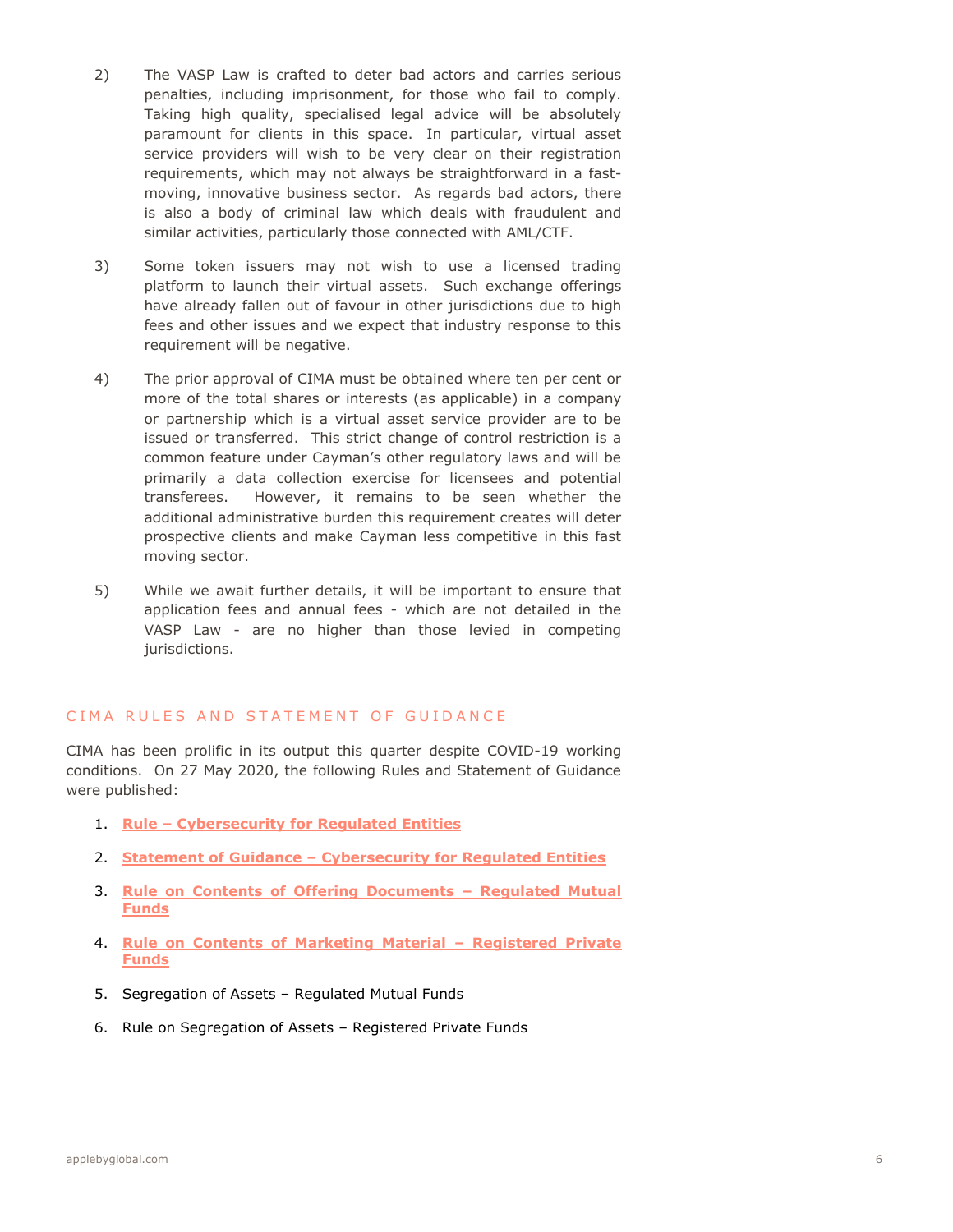2) The VASP Law is crafted to deter bad actors and carries serious penalties, including imprisonment, for those who fail to comply. Taking high quality, specialised legal advice will be absolutely paramount for clients in this space. In particular, virtual asset service providers will wish to be very clear on their registration requirements, which may not always be straightforward in a fast-moving, innovative business sector. As regards bad actors, there is also a body of criminal law which deals with fraudulent and similar activities, particularly those connected with AML/CTF.

3) Some token issuers may not wish to use a licensed trading platform to launch their virtual assets. Such exchange offerings have already fallen out of favour in other jurisdictions due to high fees and other issues and we expect that industry response to this requirement will be negative.

4) The prior approval of CIMA must be obtained where ten per cent or more of the total shares or interests (as applicable) in a company or partnership which is a virtual asset service provider are to be issued or transferred. This strict change of control restriction is a common feature under Cayman's other regulatory laws and will be primarily a data collection exercise for licensees and potential transferees. However, it remains to be seen whether the additional administrative burden this requirement creates will deter prospective clients and make Cayman less competitive in this fast moving sector.

5) While we await further details, it will be important to ensure that application fees and annual fees - which are not detailed in the VASP Law - are no higher than those levied in competing jurisdictions.

## CIMA RULES AND STATEMENT OF GUIDANCE

CIMA has been prolific in its output this quarter despite COVID-19 working conditions. On 27 May 2020, the following Rules and Statement of Guidance were published:

1. **Rule – Cybersecurity for Regulated Entities**
2. **Statement of Guidance – Cybersecurity for Regulated Entities**
3. **Rule on Contents of Offering Documents – Regulated Mutual Funds**
4. **Rule on Contents of Marketing Material – Registered Private Funds**
5. Segregation of Assets – Regulated Mutual Funds
6. Rule on Segregation of Assets – Registered Private Funds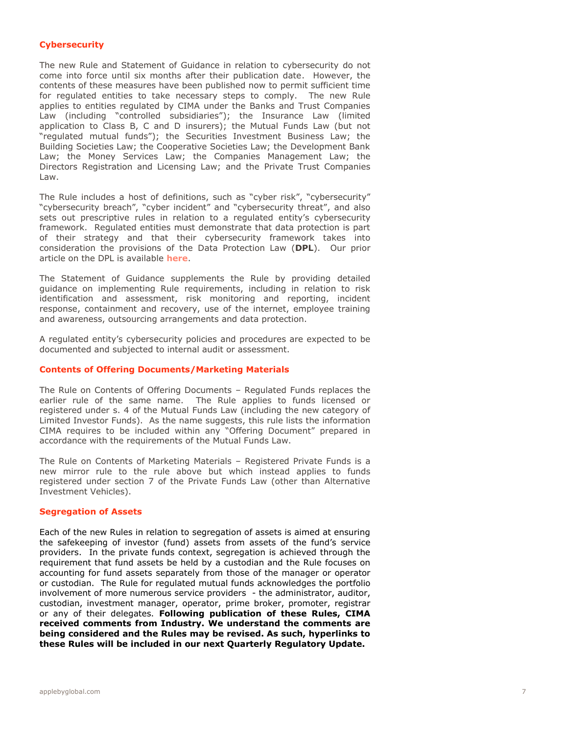## Cybersecurity

The new Rule and Statement of Guidance in relation to cybersecurity do not come into force until six months after their publication date. However, the contents of these measures have been published now to permit sufficient time for regulated entities to take necessary steps to comply. The new Rule applies to entities regulated by CIMA under the Banks and Trust Companies Law (including "controlled subsidiaries"); the Insurance Law (limited application to Class B, C and D insurers); the Mutual Funds Law (but not "regulated mutual funds"); the Securities Investment Business Law; the Building Societies Law; the Cooperative Societies Law; the Development Bank Law; the Money Services Law; the Companies Management Law; the Directors Registration and Licensing Law; and the Private Trust Companies Law.

The Rule includes a host of definitions, such as "cyber risk", "cybersecurity" "cybersecurity breach", "cyber incident" and "cybersecurity threat", and also sets out prescriptive rules in relation to a regulated entity's cybersecurity framework. Regulated entities must demonstrate that data protection is part of their strategy and that their cybersecurity framework takes into consideration the provisions of the Data Protection Law (**DPL**). Our prior article on the DPL is available **here**.

The Statement of Guidance supplements the Rule by providing detailed guidance on implementing Rule requirements, including in relation to risk identification and assessment, risk monitoring and reporting, incident response, containment and recovery, use of the internet, employee training and awareness, outsourcing arrangements and data protection.

A regulated entity's cybersecurity policies and procedures are expected to be documented and subjected to internal audit or assessment.

## Contents of Offering Documents/Marketing Materials

The Rule on Contents of Offering Documents – Regulated Funds replaces the earlier rule of the same name. The Rule applies to funds licensed or registered under s. 4 of the Mutual Funds Law (including the new category of Limited Investor Funds). As the name suggests, this rule lists the information CIMA requires to be included within any "Offering Document" prepared in accordance with the requirements of the Mutual Funds Law.

The Rule on Contents of Marketing Materials – Registered Private Funds is a new mirror rule to the rule above but which instead applies to funds registered under section 7 of the Private Funds Law (other than Alternative Investment Vehicles).

## Segregation of Assets

Each of the new Rules in relation to segregation of assets is aimed at ensuring the safekeeping of investor (fund) assets from assets of the fund's service providers. In the private funds context, segregation is achieved through the requirement that fund assets be held by a custodian and the Rule focuses on accounting for fund assets separately from those of the manager or operator or custodian. The Rule for regulated mutual funds acknowledges the portfolio involvement of more numerous service providers - the administrator, auditor, custodian, investment manager, operator, prime broker, promoter, registrar or any of their delegates. **Following publication of these Rules, CIMA received comments from Industry. We understand the comments are being considered and the Rules may be revised. As such, hyperlinks to these Rules will be included in our next Quarterly Regulatory Update.**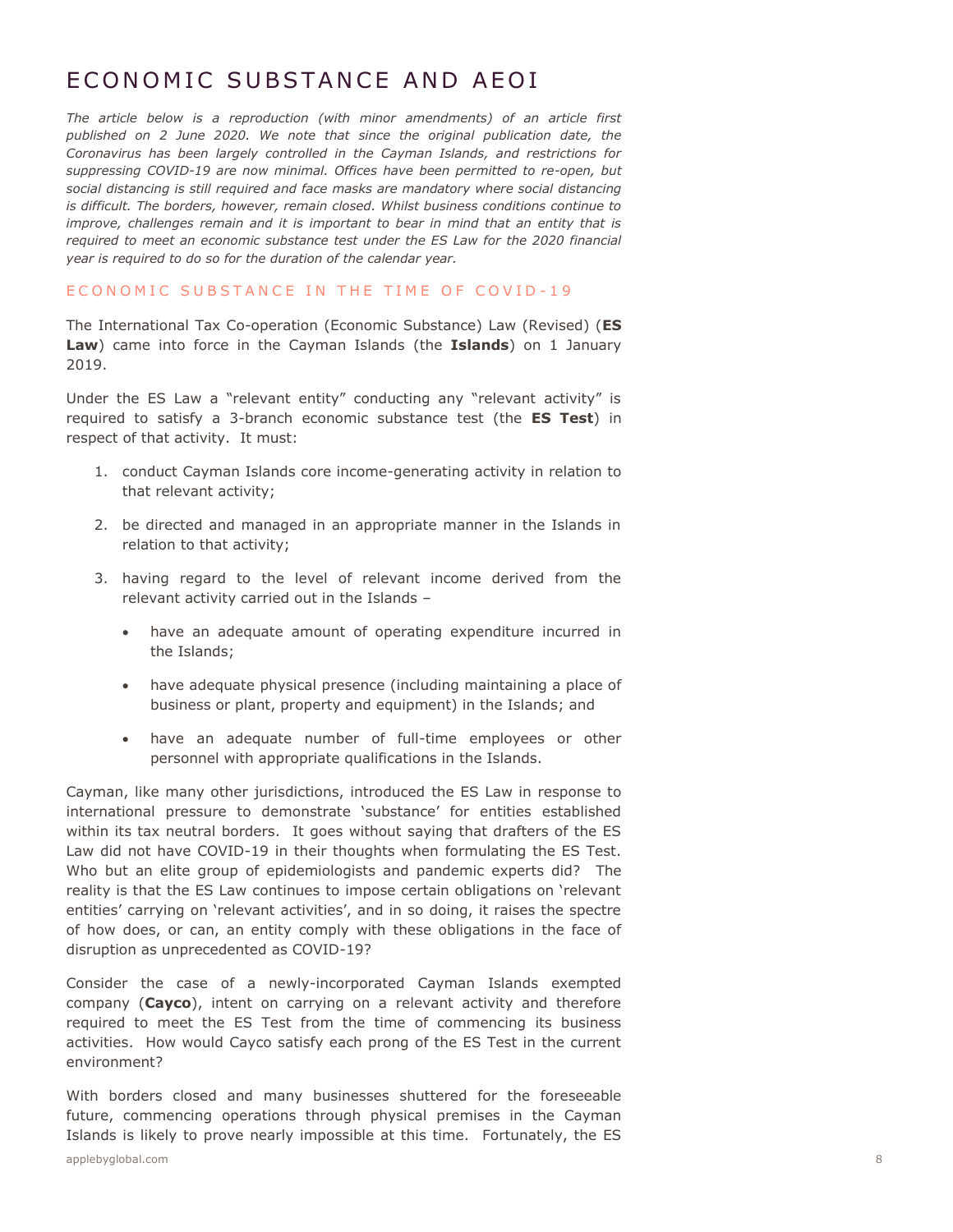# ECONOMIC SUBSTANCE AND AEOI

*The article below is a reproduction (with minor amendments) of an article first published on 2 June 2020. We note that since the original publication date, the Coronavirus has been largely controlled in the Cayman Islands, and restrictions for suppressing COVID-19 are now minimal. Offices have been permitted to re-open, but social distancing is still required and face masks are mandatory where social distancing is difficult. The borders, however, remain closed. Whilst business conditions continue to improve, challenges remain and it is important to bear in mind that an entity that is required to meet an economic substance test under the ES Law for the 2020 financial year is required to do so for the duration of the calendar year.*

## ECONOMIC SUBSTANCE IN THE TIME OF COVID-19

The International Tax Co-operation (Economic Substance) Law (Revised) (**ES Law**) came into force in the Cayman Islands (the **Islands**) on 1 January 2019.

Under the ES Law a "relevant entity" conducting any "relevant activity" is required to satisfy a 3-branch economic substance test (the **ES Test**) in respect of that activity. It must:

1. conduct Cayman Islands core income-generating activity in relation to that relevant activity;
2. be directed and managed in an appropriate manner in the Islands in relation to that activity;
3. having regard to the level of relevant income derived from the relevant activity carried out in the Islands –
   - have an adequate amount of operating expenditure incurred in the Islands;
   - have adequate physical presence (including maintaining a place of business or plant, property and equipment) in the Islands; and
   - have an adequate number of full-time employees or other personnel with appropriate qualifications in the Islands.

Cayman, like many other jurisdictions, introduced the ES Law in response to international pressure to demonstrate 'substance' for entities established within its tax neutral borders. It goes without saying that drafters of the ES Law did not have COVID-19 in their thoughts when formulating the ES Test. Who but an elite group of epidemiologists and pandemic experts did? The reality is that the ES Law continues to impose certain obligations on 'relevant entities' carrying on 'relevant activities', and in so doing, it raises the spectre of how does, or can, an entity comply with these obligations in the face of disruption as unprecedented as COVID-19?

Consider the case of a newly-incorporated Cayman Islands exempted company (**Cayco**), intent on carrying on a relevant activity and therefore required to meet the ES Test from the time of commencing its business activities. How would Cayco satisfy each prong of the ES Test in the current environment?

With borders closed and many businesses shuttered for the foreseeable future, commencing operations through physical premises in the Cayman Islands is likely to prove nearly impossible at this time. Fortunately, the ES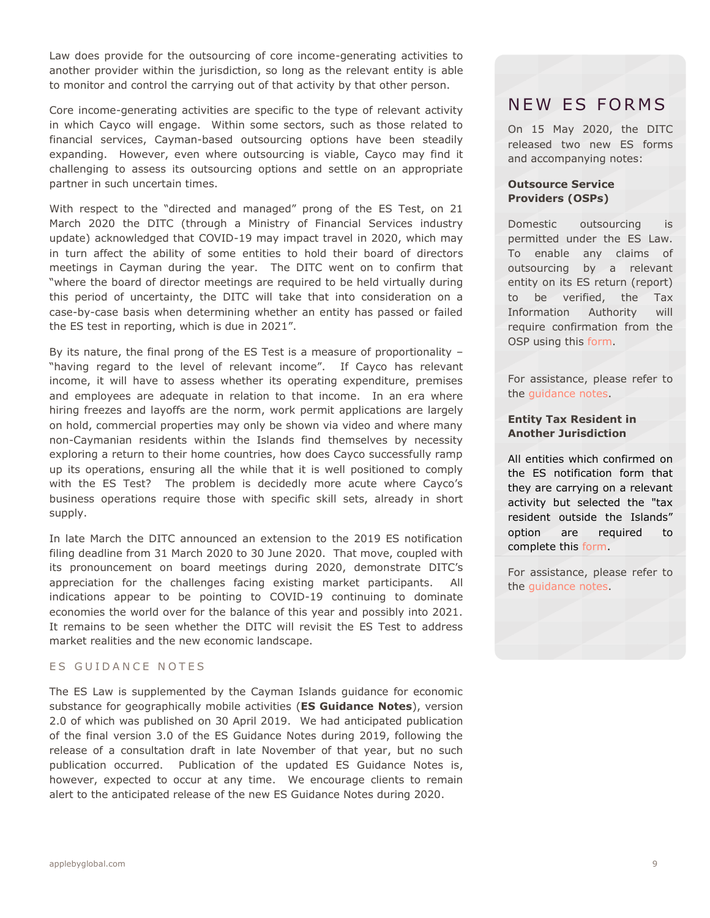Law does provide for the outsourcing of core income-generating activities to another provider within the jurisdiction, so long as the relevant entity is able to monitor and control the carrying out of that activity by that other person.

Core income-generating activities are specific to the type of relevant activity in which Cayco will engage. Within some sectors, such as those related to financial services, Cayman-based outsourcing options have been steadily expanding. However, even where outsourcing is viable, Cayco may find it challenging to assess its outsourcing options and settle on an appropriate partner in such uncertain times.

With respect to the "directed and managed" prong of the ES Test, on 21 March 2020 the DITC (through a Ministry of Financial Services industry update) acknowledged that COVID-19 may impact travel in 2020, which may in turn affect the ability of some entities to hold their board of directors meetings in Cayman during the year. The DITC went on to confirm that "where the board of director meetings are required to be held virtually during this period of uncertainty, the DITC will take that into consideration on a case-by-case basis when determining whether an entity has passed or failed the ES test in reporting, which is due in 2021".

By its nature, the final prong of the ES Test is a measure of proportionality – "having regard to the level of relevant income". If Cayco has relevant income, it will have to assess whether its operating expenditure, premises and employees are adequate in relation to that income. In an era where hiring freezes and layoffs are the norm, work permit applications are largely on hold, commercial properties may only be shown via video and where many non-Caymanian residents within the Islands find themselves by necessity exploring a return to their home countries, how does Cayco successfully ramp up its operations, ensuring all the while that it is well positioned to comply with the ES Test? The problem is decidedly more acute where Cayco's business operations require those with specific skill sets, already in short supply.

In late March the DITC announced an extension to the 2019 ES notification filing deadline from 31 March 2020 to 30 June 2020. That move, coupled with its pronouncement on board meetings during 2020, demonstrate DITC's appreciation for the challenges facing existing market participants. All indications appear to be pointing to COVID-19 continuing to dominate economies the world over for the balance of this year and possibly into 2021. It remains to be seen whether the DITC will revisit the ES Test to address market realities and the new economic landscape.

## ES GUIDANCE NOTES

The ES Law is supplemented by the Cayman Islands guidance for economic substance for geographically mobile activities (**ES Guidance Notes**), version 2.0 of which was published on 30 April 2019. We had anticipated publication of the final version 3.0 of the ES Guidance Notes during 2019, following the release of a consultation draft in late November of that year, but no such publication occurred. Publication of the updated ES Guidance Notes is, however, expected to occur at any time. We encourage clients to remain alert to the anticipated release of the new ES Guidance Notes during 2020.

## NEW ES FORMS

On 15 May 2020, the DITC released two new ES forms and accompanying notes:

**Outsource Service Providers (OSPs)**

Domestic outsourcing is permitted under the ES Law. To enable any claims of outsourcing by a relevant entity on its ES return (report) to be verified, the Tax Information Authority will require confirmation from the OSP using this form.

For assistance, please refer to the guidance notes.

**Entity Tax Resident in Another Jurisdiction**

All entities which confirmed on the ES notification form that they are carrying on a relevant activity but selected the "tax resident outside the Islands" option are required to complete this form.

For assistance, please refer to the guidance notes.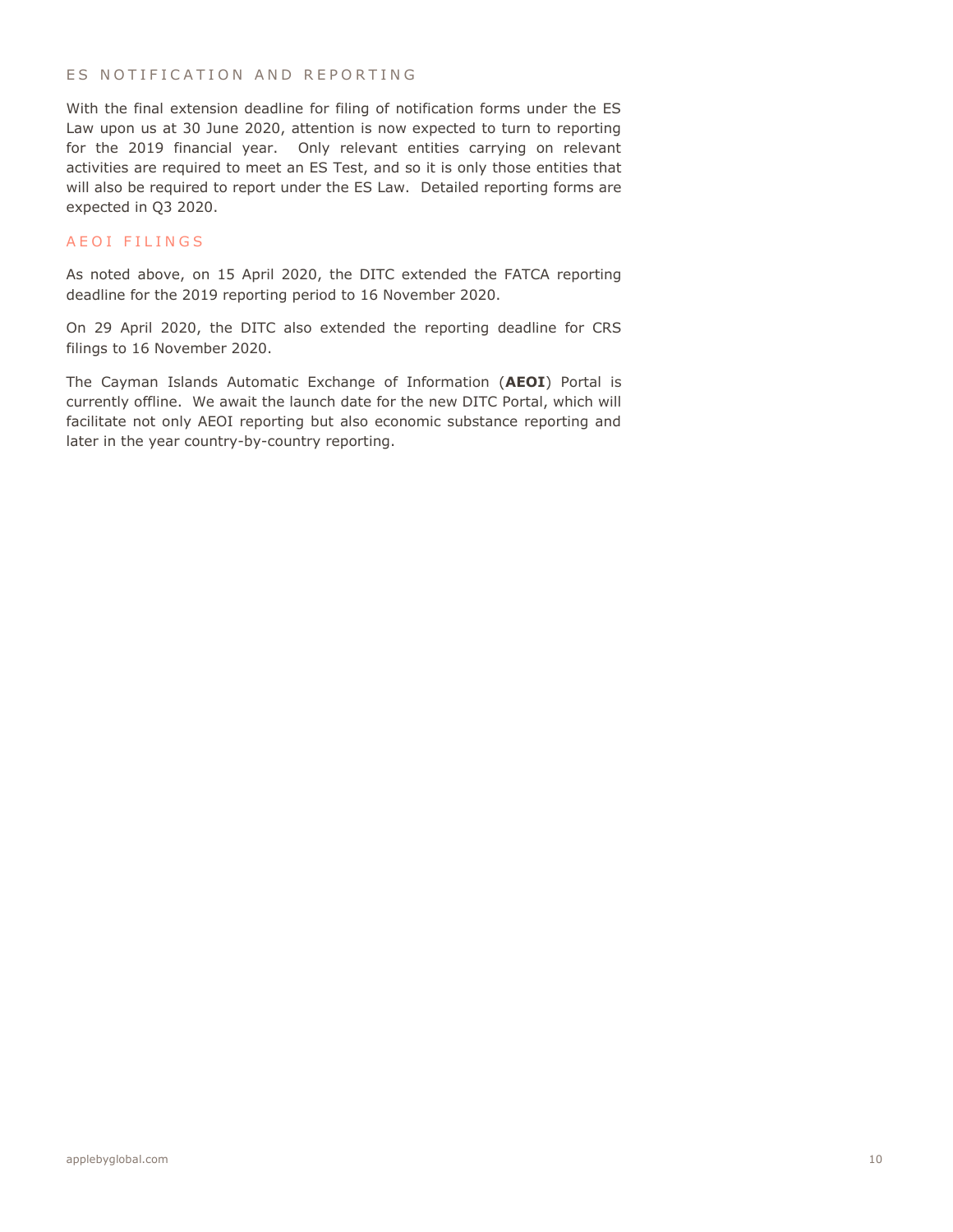## ES NOTIFICATION AND REPORTING

With the final extension deadline for filing of notification forms under the ES Law upon us at 30 June 2020, attention is now expected to turn to reporting for the 2019 financial year. Only relevant entities carrying on relevant activities are required to meet an ES Test, and so it is only those entities that will also be required to report under the ES Law. Detailed reporting forms are expected in Q3 2020.

## AEOI FILINGS

As noted above, on 15 April 2020, the DITC extended the FATCA reporting deadline for the 2019 reporting period to 16 November 2020.

On 29 April 2020, the DITC also extended the reporting deadline for CRS filings to 16 November 2020.

The Cayman Islands Automatic Exchange of Information (**AEOI**) Portal is currently offline. We await the launch date for the new DITC Portal, which will facilitate not only AEOI reporting but also economic substance reporting and later in the year country-by-country reporting.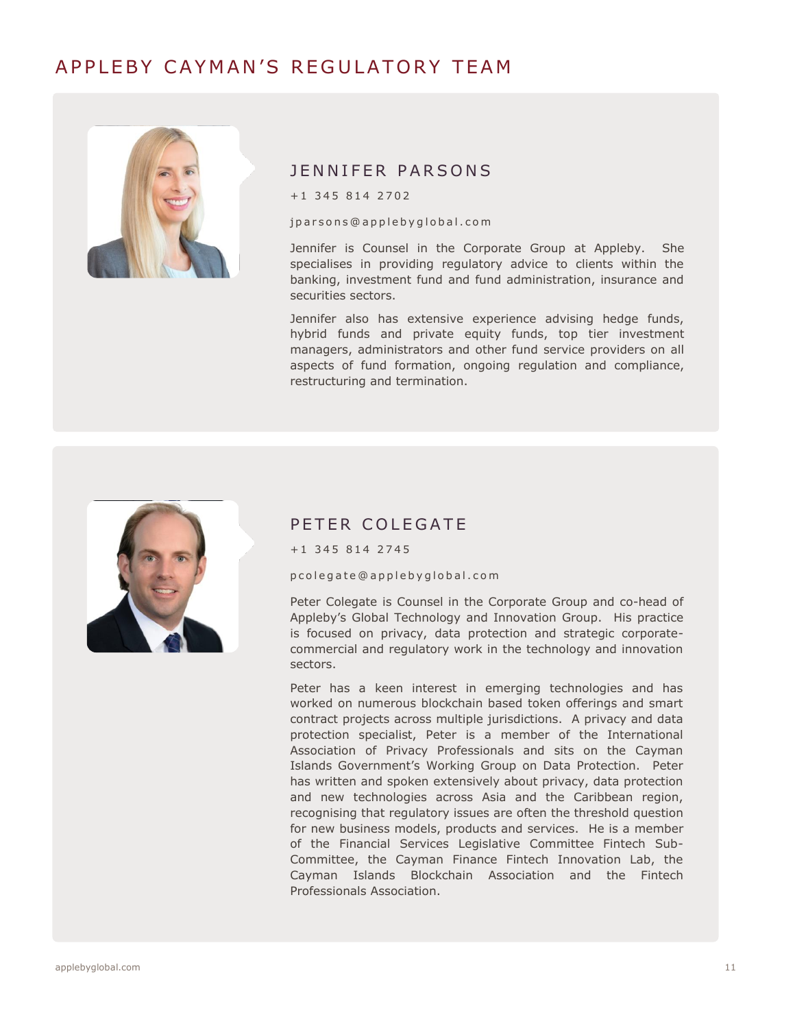# APPLEBY CAYMAN'S REGULATORY TEAM

## JENNIFER PARSONS

+1 345 814 2702

jparsons@applebyglobal.com

Jennifer is Counsel in the Corporate Group at Appleby. She specialises in providing regulatory advice to clients within the banking, investment fund and fund administration, insurance and securities sectors.

Jennifer also has extensive experience advising hedge funds, hybrid funds and private equity funds, top tier investment managers, administrators and other fund service providers on all aspects of fund formation, ongoing regulation and compliance, restructuring and termination.

## PETER COLEGATE

+1 345 814 2745

pcolegate@applebyglobal.com

Peter Colegate is Counsel in the Corporate Group and co-head of Appleby's Global Technology and Innovation Group. His practice is focused on privacy, data protection and strategic corporate-commercial and regulatory work in the technology and innovation sectors.

Peter has a keen interest in emerging technologies and has worked on numerous blockchain based token offerings and smart contract projects across multiple jurisdictions. A privacy and data protection specialist, Peter is a member of the International Association of Privacy Professionals and sits on the Cayman Islands Government's Working Group on Data Protection. Peter has written and spoken extensively about privacy, data protection and new technologies across Asia and the Caribbean region, recognising that regulatory issues are often the threshold question for new business models, products and services. He is a member of the Financial Services Legislative Committee Fintech Sub-Committee, the Cayman Finance Fintech Innovation Lab, the Cayman Islands Blockchain Association and the Fintech Professionals Association.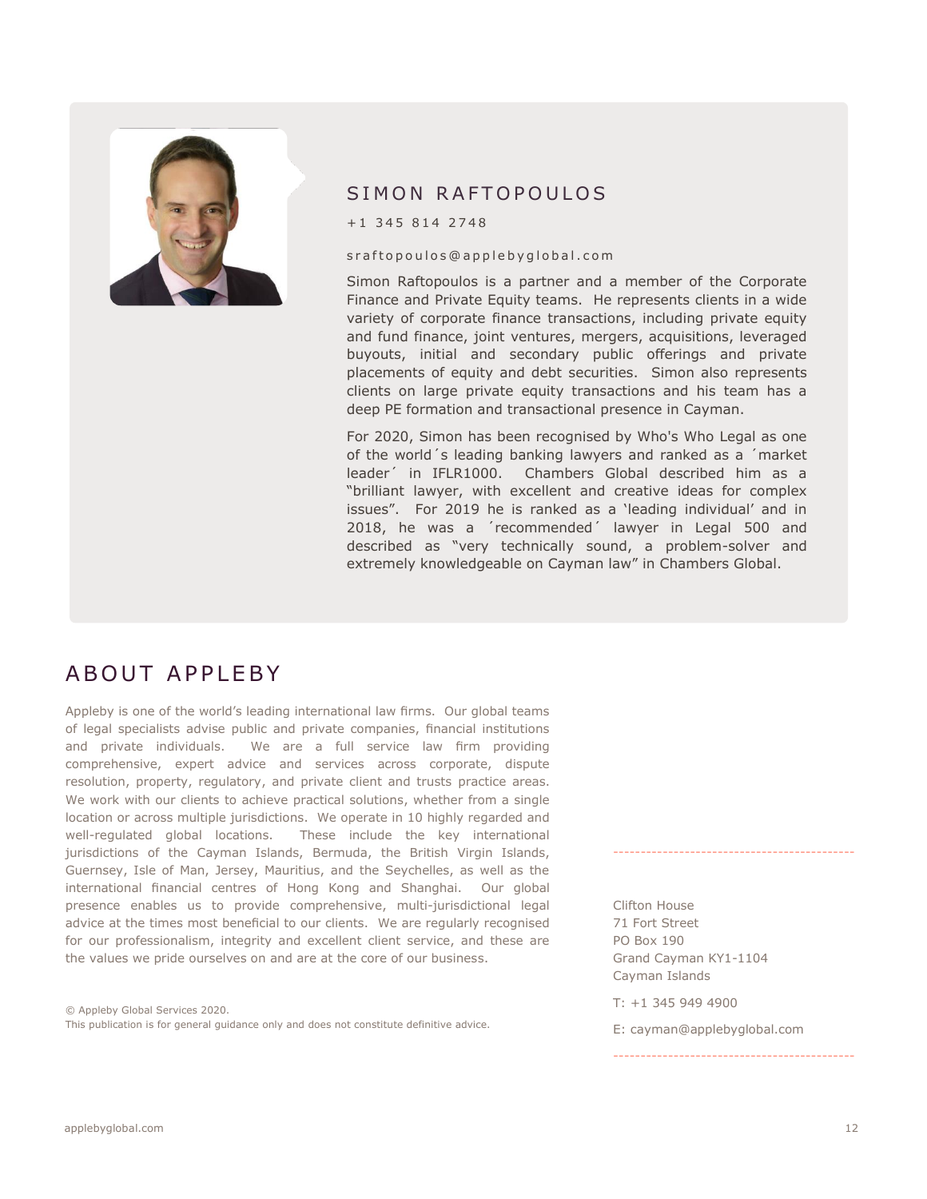## SIMON RAFTOPOULOS

+1 345 814 2748

sraftopoulos@applebyglobal.com

Simon Raftopoulos is a partner and a member of the Corporate Finance and Private Equity teams. He represents clients in a wide variety of corporate finance transactions, including private equity and fund finance, joint ventures, mergers, acquisitions, leveraged buyouts, initial and secondary public offerings and private placements of equity and debt securities. Simon also represents clients on large private equity transactions and his team has a deep PE formation and transactional presence in Cayman.

For 2020, Simon has been recognised by Who's Who Legal as one of the world´s leading banking lawyers and ranked as a ´market leader´ in IFLR1000. Chambers Global described him as a "brilliant lawyer, with excellent and creative ideas for complex issues". For 2019 he is ranked as a 'leading individual' and in 2018, he was a ´recommended´ lawyer in Legal 500 and described as "very technically sound, a problem-solver and extremely knowledgeable on Cayman law" in Chambers Global.

# ABOUT APPLEBY

Appleby is one of the world's leading international law firms. Our global teams of legal specialists advise public and private companies, financial institutions and private individuals. We are a full service law firm providing comprehensive, expert advice and services across corporate, dispute resolution, property, regulatory, and private client and trusts practice areas. We work with our clients to achieve practical solutions, whether from a single location or across multiple jurisdictions. We operate in 10 highly regarded and well-regulated global locations. These include the key international jurisdictions of the Cayman Islands, Bermuda, the British Virgin Islands, Guernsey, Isle of Man, Jersey, Mauritius, and the Seychelles, as well as the international financial centres of Hong Kong and Shanghai. Our global presence enables us to provide comprehensive, multi-jurisdictional legal advice at the times most beneficial to our clients. We are regularly recognised for our professionalism, integrity and excellent client service, and these are the values we pride ourselves on and are at the core of our business.

© Appleby Global Services 2020.
This publication is for general guidance only and does not constitute definitive advice.

Clifton House
71 Fort Street
PO Box 190
Grand Cayman KY1-1104
Cayman Islands

T: +1 345 949 4900

E: cayman@applebyglobal.com